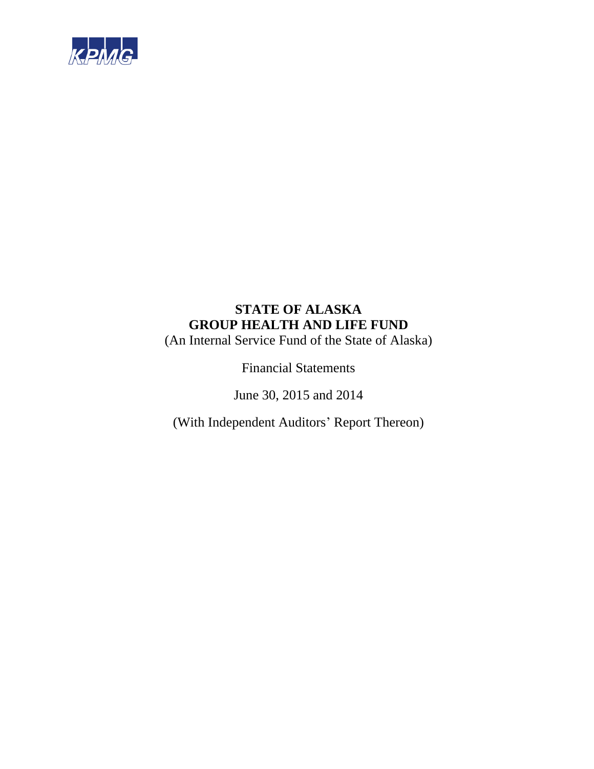KPMG

# STATE OF ALASKA
# GROUP HEALTH AND LIFE FUND

(An Internal Service Fund of the State of Alaska)

Financial Statements

June 30, 2015 and 2014

(With Independent Auditors' Report Thereon)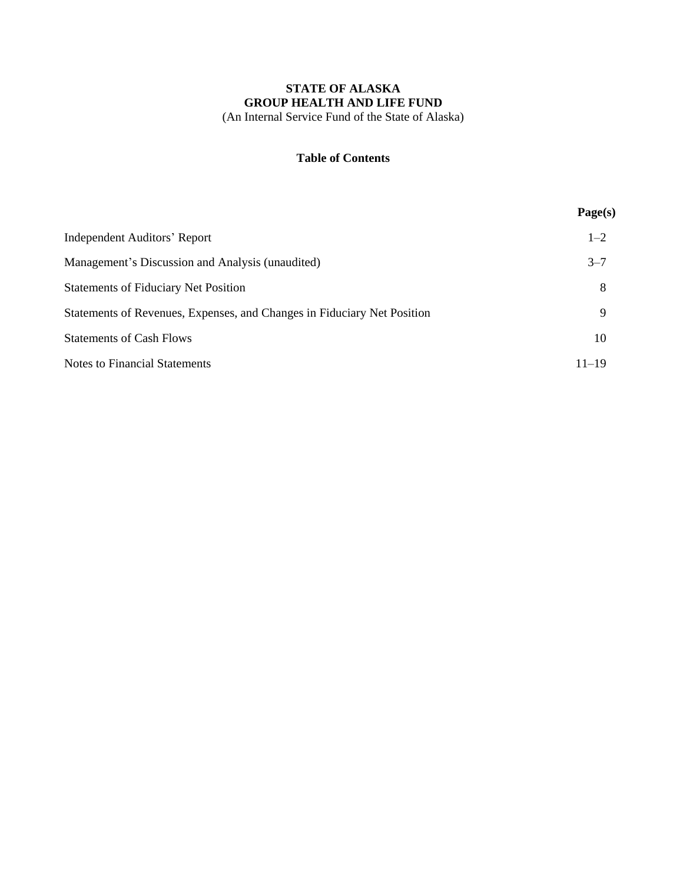**STATE OF ALASKA**
**GROUP HEALTH AND LIFE FUND**
(An Internal Service Fund of the State of Alaska)

**Table of Contents**

| | Page(s) |
|---|---|
| Independent Auditors' Report | 1–2 |
| Management's Discussion and Analysis (unaudited) | 3–7 |
| Statements of Fiduciary Net Position | 8 |
| Statements of Revenues, Expenses, and Changes in Fiduciary Net Position | 9 |
| Statements of Cash Flows | 10 |
| Notes to Financial Statements | 11–19 |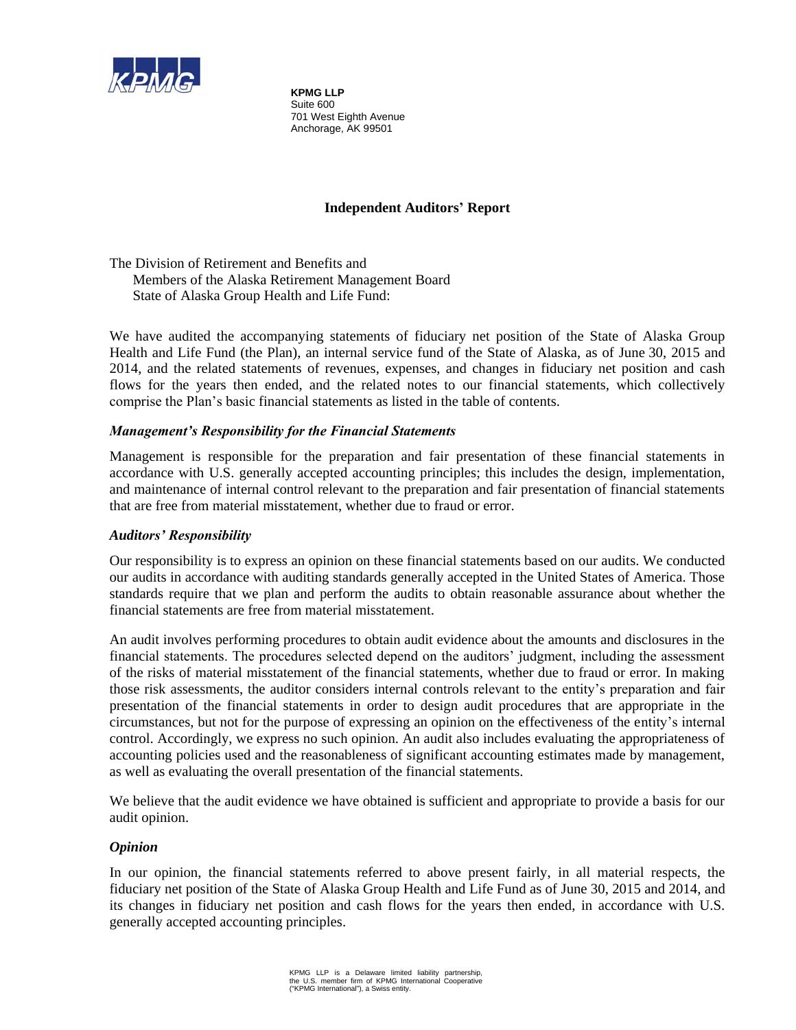**KPMG LLP**
Suite 600
701 West Eighth Avenue
Anchorage, AK 99501

## Independent Auditors' Report

The Division of Retirement and Benefits and
Members of the Alaska Retirement Management Board
State of Alaska Group Health and Life Fund:

We have audited the accompanying statements of fiduciary net position of the State of Alaska Group Health and Life Fund (the Plan), an internal service fund of the State of Alaska, as of June 30, 2015 and 2014, and the related statements of revenues, expenses, and changes in fiduciary net position and cash flows for the years then ended, and the related notes to our financial statements, which collectively comprise the Plan's basic financial statements as listed in the table of contents.

### *Management's Responsibility for the Financial Statements*

Management is responsible for the preparation and fair presentation of these financial statements in accordance with U.S. generally accepted accounting principles; this includes the design, implementation, and maintenance of internal control relevant to the preparation and fair presentation of financial statements that are free from material misstatement, whether due to fraud or error.

### *Auditors' Responsibility*

Our responsibility is to express an opinion on these financial statements based on our audits. We conducted our audits in accordance with auditing standards generally accepted in the United States of America. Those standards require that we plan and perform the audits to obtain reasonable assurance about whether the financial statements are free from material misstatement.

An audit involves performing procedures to obtain audit evidence about the amounts and disclosures in the financial statements. The procedures selected depend on the auditors' judgment, including the assessment of the risks of material misstatement of the financial statements, whether due to fraud or error. In making those risk assessments, the auditor considers internal controls relevant to the entity's preparation and fair presentation of the financial statements in order to design audit procedures that are appropriate in the circumstances, but not for the purpose of expressing an opinion on the effectiveness of the entity's internal control. Accordingly, we express no such opinion. An audit also includes evaluating the appropriateness of accounting policies used and the reasonableness of significant accounting estimates made by management, as well as evaluating the overall presentation of the financial statements.

We believe that the audit evidence we have obtained is sufficient and appropriate to provide a basis for our audit opinion.

### *Opinion*

In our opinion, the financial statements referred to above present fairly, in all material respects, the fiduciary net position of the State of Alaska Group Health and Life Fund as of June 30, 2015 and 2014, and its changes in fiduciary net position and cash flows for the years then ended, in accordance with U.S. generally accepted accounting principles.

KPMG LLP is a Delaware limited liability partnership, the U.S. member firm of KPMG International Cooperative ("KPMG International"), a Swiss entity.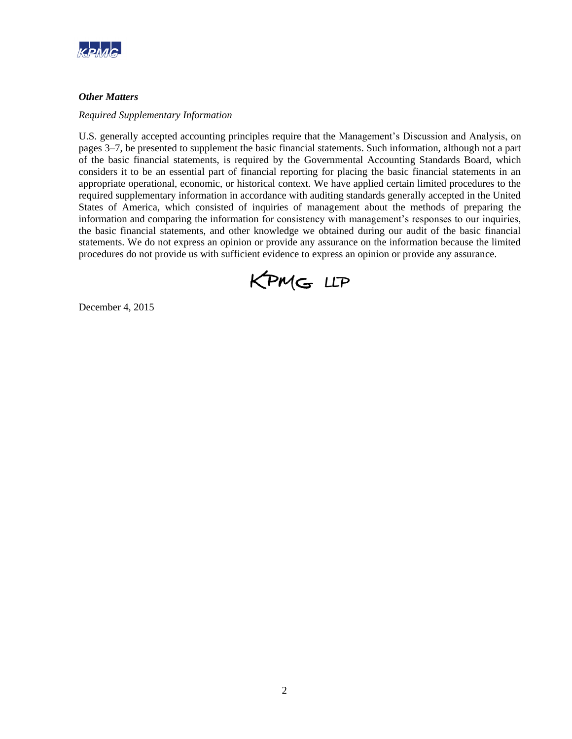***Other Matters***

*Required Supplementary Information*

U.S. generally accepted accounting principles require that the Management's Discussion and Analysis, on pages 3–7, be presented to supplement the basic financial statements. Such information, although not a part of the basic financial statements, is required by the Governmental Accounting Standards Board, which considers it to be an essential part of financial reporting for placing the basic financial statements in an appropriate operational, economic, or historical context. We have applied certain limited procedures to the required supplementary information in accordance with auditing standards generally accepted in the United States of America, which consisted of inquiries of management about the methods of preparing the information and comparing the information for consistency with management's responses to our inquiries, the basic financial statements, and other knowledge we obtained during our audit of the basic financial statements. We do not express an opinion or provide any assurance on the information because the limited procedures do not provide us with sufficient evidence to express an opinion or provide any assurance.

KPMG LLP

December 4, 2015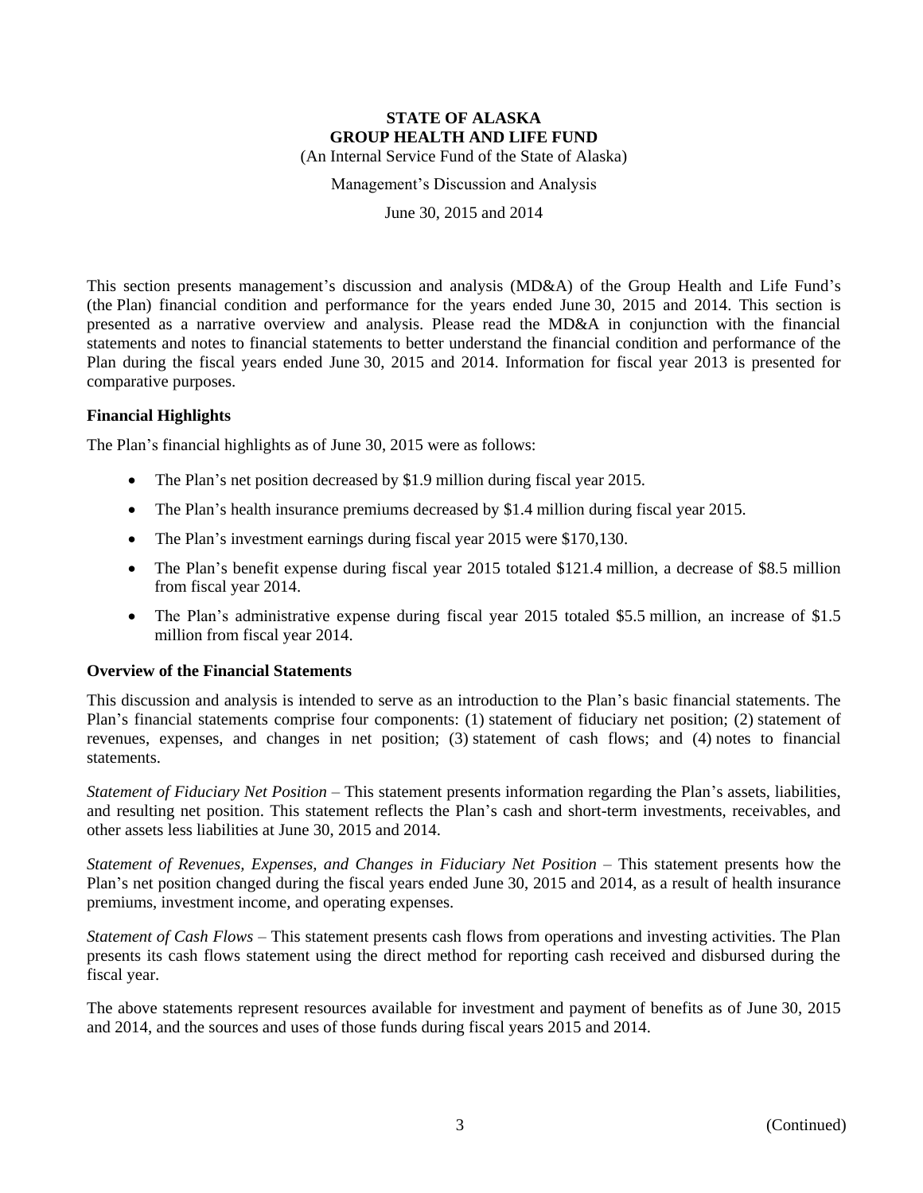# STATE OF ALASKA
# GROUP HEALTH AND LIFE FUND

(An Internal Service Fund of the State of Alaska)

Management's Discussion and Analysis

June 30, 2015 and 2014

This section presents management's discussion and analysis (MD&A) of the Group Health and Life Fund's (the Plan) financial condition and performance for the years ended June 30, 2015 and 2014. This section is presented as a narrative overview and analysis. Please read the MD&A in conjunction with the financial statements and notes to financial statements to better understand the financial condition and performance of the Plan during the fiscal years ended June 30, 2015 and 2014. Information for fiscal year 2013 is presented for comparative purposes.

**Financial Highlights**

The Plan's financial highlights as of June 30, 2015 were as follows:

- The Plan's net position decreased by $1.9 million during fiscal year 2015.
- The Plan's health insurance premiums decreased by $1.4 million during fiscal year 2015.
- The Plan's investment earnings during fiscal year 2015 were $170,130.
- The Plan's benefit expense during fiscal year 2015 totaled $121.4 million, a decrease of $8.5 million from fiscal year 2014.
- The Plan's administrative expense during fiscal year 2015 totaled $5.5 million, an increase of $1.5 million from fiscal year 2014.

**Overview of the Financial Statements**

This discussion and analysis is intended to serve as an introduction to the Plan's basic financial statements. The Plan's financial statements comprise four components: (1) statement of fiduciary net position; (2) statement of revenues, expenses, and changes in net position; (3) statement of cash flows; and (4) notes to financial statements.

*Statement of Fiduciary Net Position* – This statement presents information regarding the Plan's assets, liabilities, and resulting net position. This statement reflects the Plan's cash and short-term investments, receivables, and other assets less liabilities at June 30, 2015 and 2014.

*Statement of Revenues, Expenses, and Changes in Fiduciary Net Position* – This statement presents how the Plan's net position changed during the fiscal years ended June 30, 2015 and 2014, as a result of health insurance premiums, investment income, and operating expenses.

*Statement of Cash Flows* – This statement presents cash flows from operations and investing activities. The Plan presents its cash flows statement using the direct method for reporting cash received and disbursed during the fiscal year.

The above statements represent resources available for investment and payment of benefits as of June 30, 2015 and 2014, and the sources and uses of those funds during fiscal years 2015 and 2014.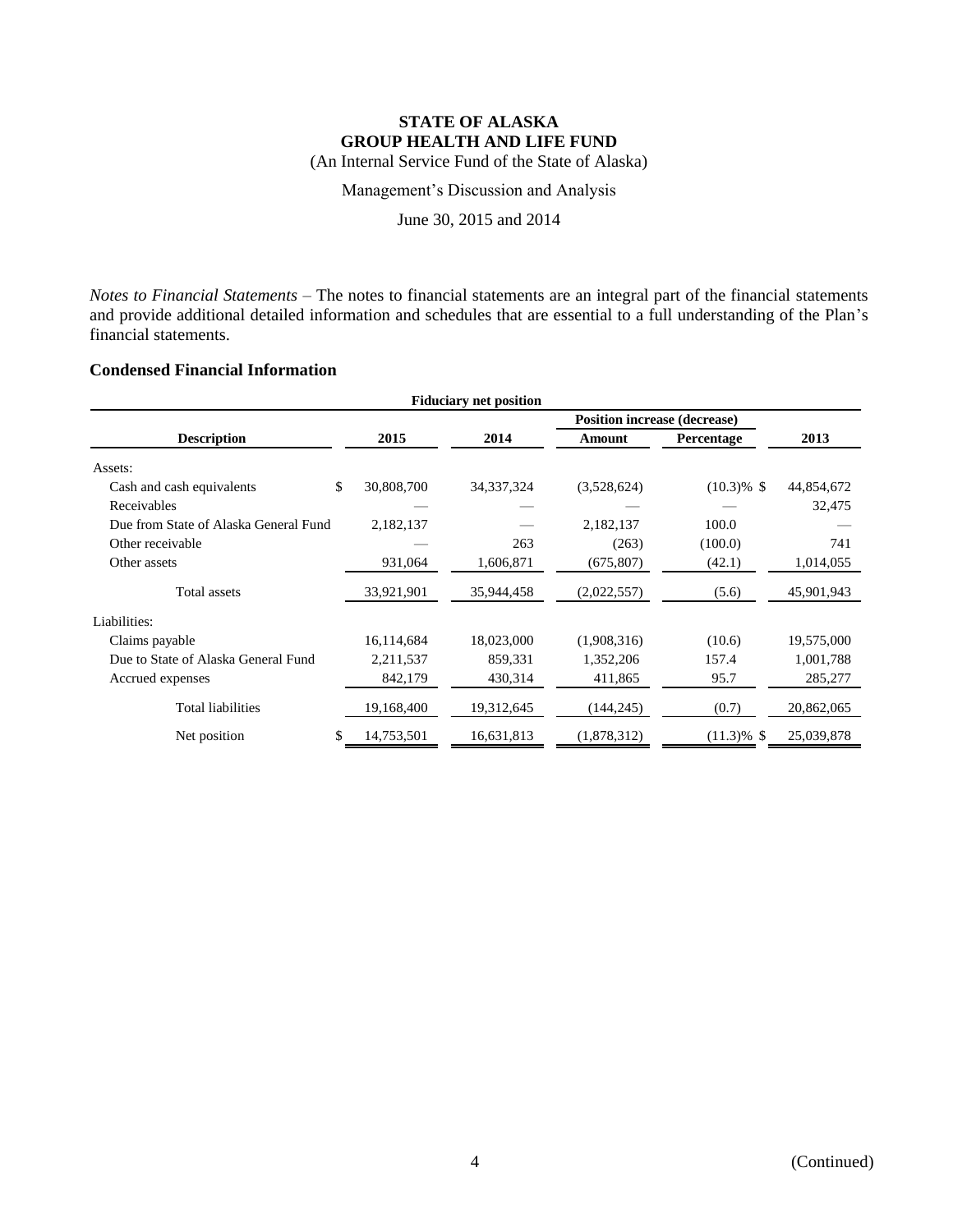# STATE OF ALASKA
## GROUP HEALTH AND LIFE FUND
(An Internal Service Fund of the State of Alaska)

Management's Discussion and Analysis

June 30, 2015 and 2014

*Notes to Financial Statements* – The notes to financial statements are an integral part of the financial statements and provide additional detailed information and schedules that are essential to a full understanding of the Plan's financial statements.

### Condensed Financial Information

| Fiduciary net position | | | | | |
|---|---|---|---|---|---|
| | | | Position increase (decrease) | | |
| **Description** | **2015** | **2014** | **Amount** | **Percentage** | **2013** |
| Assets: | | | | | |
| Cash and cash equivalents | $ 30,808,700 | 34,337,324 | (3,528,624) | (10.3)% | $ 44,854,672 |
| Receivables | — | — | — | — | 32,475 |
| Due from State of Alaska General Fund | 2,182,137 | — | 2,182,137 | 100.0 | — |
| Other receivable | — | 263 | (263) | (100.0) | 741 |
| Other assets | 931,064 | 1,606,871 | (675,807) | (42.1) | 1,014,055 |
| Total assets | 33,921,901 | 35,944,458 | (2,022,557) | (5.6) | 45,901,943 |
| Liabilities: | | | | | |
| Claims payable | 16,114,684 | 18,023,000 | (1,908,316) | (10.6) | 19,575,000 |
| Due to State of Alaska General Fund | 2,211,537 | 859,331 | 1,352,206 | 157.4 | 1,001,788 |
| Accrued expenses | 842,179 | 430,314 | 411,865 | 95.7 | 285,277 |
| Total liabilities | 19,168,400 | 19,312,645 | (144,245) | (0.7) | 20,862,065 |
| Net position | $ 14,753,501 | 16,631,813 | (1,878,312) | (11.3)% | $ 25,039,878 |

(Continued)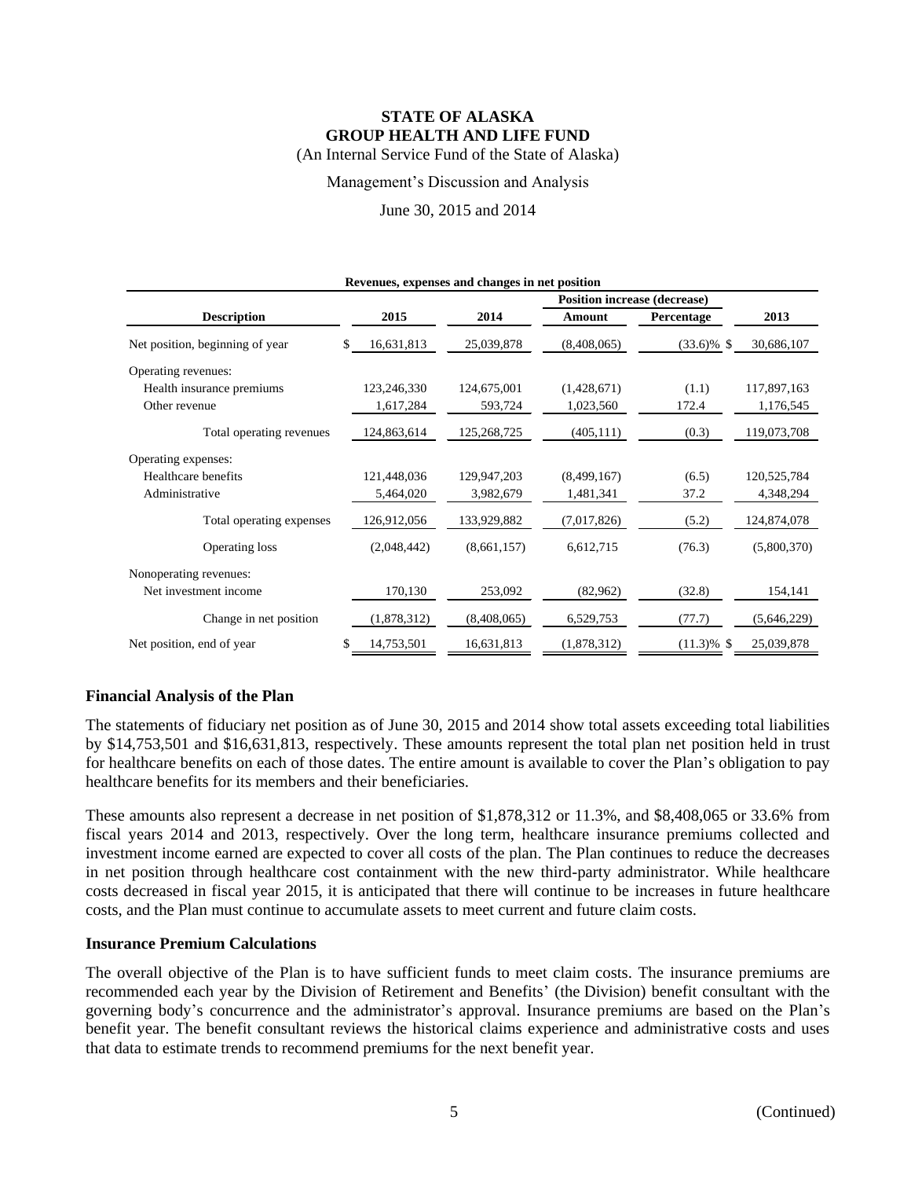**STATE OF ALASKA**
**GROUP HEALTH AND LIFE FUND**
(An Internal Service Fund of the State of Alaska)

Management's Discussion and Analysis

June 30, 2015 and 2014

**Revenues, expenses and changes in net position**

| Description | 2015 | 2014 | Position increase (decrease) Amount | Position increase (decrease) Percentage | 2013 |
|---|---|---|---|---|---|
| Net position, beginning of year | $ 16,631,813 | 25,039,878 | (8,408,065) | (33.6)% | $ 30,686,107 |
| Operating revenues: | | | | | |
| Health insurance premiums | 123,246,330 | 124,675,001 | (1,428,671) | (1.1) | 117,897,163 |
| Other revenue | 1,617,284 | 593,724 | 1,023,560 | 172.4 | 1,176,545 |
| Total operating revenues | 124,863,614 | 125,268,725 | (405,111) | (0.3) | 119,073,708 |
| Operating expenses: | | | | | |
| Healthcare benefits | 121,448,036 | 129,947,203 | (8,499,167) | (6.5) | 120,525,784 |
| Administrative | 5,464,020 | 3,982,679 | 1,481,341 | 37.2 | 4,348,294 |
| Total operating expenses | 126,912,056 | 133,929,882 | (7,017,826) | (5.2) | 124,874,078 |
| Operating loss | (2,048,442) | (8,661,157) | 6,612,715 | (76.3) | (5,800,370) |
| Nonoperating revenues: | | | | | |
| Net investment income | 170,130 | 253,092 | (82,962) | (32.8) | 154,141 |
| Change in net position | (1,878,312) | (8,408,065) | 6,529,753 | (77.7) | (5,646,229) |
| Net position, end of year | $ 14,753,501 | 16,631,813 | (1,878,312) | (11.3)% | $ 25,039,878 |

### Financial Analysis of the Plan

The statements of fiduciary net position as of June 30, 2015 and 2014 show total assets exceeding total liabilities by $14,753,501 and $16,631,813, respectively. These amounts represent the total plan net position held in trust for healthcare benefits on each of those dates. The entire amount is available to cover the Plan's obligation to pay healthcare benefits for its members and their beneficiaries.

These amounts also represent a decrease in net position of $1,878,312 or 11.3%, and $8,408,065 or 33.6% from fiscal years 2014 and 2013, respectively. Over the long term, healthcare insurance premiums collected and investment income earned are expected to cover all costs of the plan. The Plan continues to reduce the decreases in net position through healthcare cost containment with the new third-party administrator. While healthcare costs decreased in fiscal year 2015, it is anticipated that there will continue to be increases in future healthcare costs, and the Plan must continue to accumulate assets to meet current and future claim costs.

### Insurance Premium Calculations

The overall objective of the Plan is to have sufficient funds to meet claim costs. The insurance premiums are recommended each year by the Division of Retirement and Benefits' (the Division) benefit consultant with the governing body's concurrence and the administrator's approval. Insurance premiums are based on the Plan's benefit year. The benefit consultant reviews the historical claims experience and administrative costs and uses that data to estimate trends to recommend premiums for the next benefit year.

(Continued)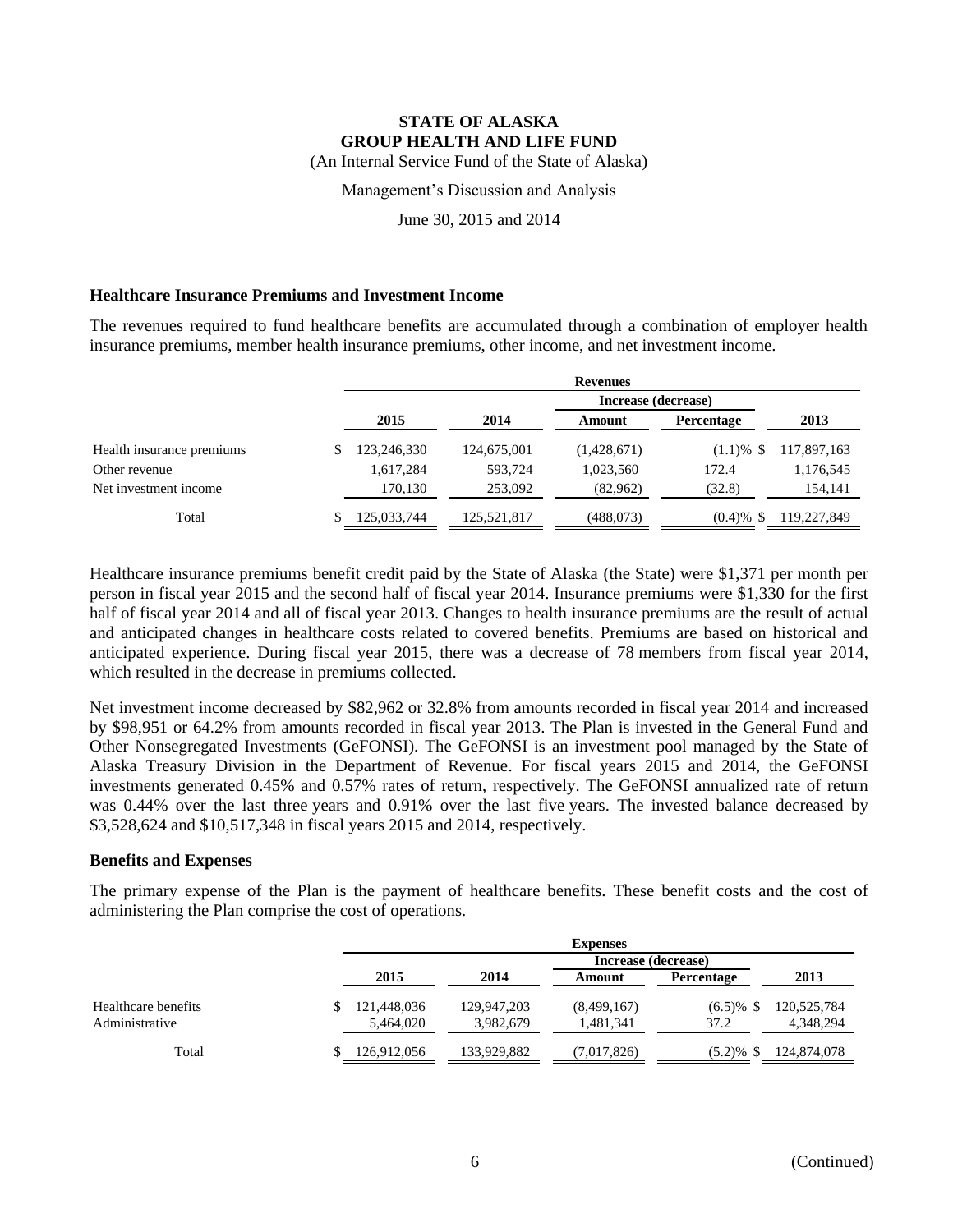# STATE OF ALASKA
## GROUP HEALTH AND LIFE FUND

(An Internal Service Fund of the State of Alaska)

Management's Discussion and Analysis

June 30, 2015 and 2014

### Healthcare Insurance Premiums and Investment Income

The revenues required to fund healthcare benefits are accumulated through a combination of employer health insurance premiums, member health insurance premiums, other income, and net investment income.

| | Revenues | | | | |
|---|---|---|---|---|---|
| | | | Increase (decrease) | | |
| | 2015 | 2014 | Amount | Percentage | 2013 |
| Health insurance premiums | $ 123,246,330 | 124,675,001 | (1,428,671) | (1.1)% | $ 117,897,163 |
| Other revenue | 1,617,284 | 593,724 | 1,023,560 | 172.4 | 1,176,545 |
| Net investment income | 170,130 | 253,092 | (82,962) | (32.8) | 154,141 |
| Total | $ 125,033,744 | 125,521,817 | (488,073) | (0.4)% | $ 119,227,849 |

Healthcare insurance premiums benefit credit paid by the State of Alaska (the State) were $1,371 per month per person in fiscal year 2015 and the second half of fiscal year 2014. Insurance premiums were $1,330 for the first half of fiscal year 2014 and all of fiscal year 2013. Changes to health insurance premiums are the result of actual and anticipated changes in healthcare costs related to covered benefits. Premiums are based on historical and anticipated experience. During fiscal year 2015, there was a decrease of 78 members from fiscal year 2014, which resulted in the decrease in premiums collected.

Net investment income decreased by $82,962 or 32.8% from amounts recorded in fiscal year 2014 and increased by $98,951 or 64.2% from amounts recorded in fiscal year 2013. The Plan is invested in the General Fund and Other Nonsegregated Investments (GeFONSI). The GeFONSI is an investment pool managed by the State of Alaska Treasury Division in the Department of Revenue. For fiscal years 2015 and 2014, the GeFONSI investments generated 0.45% and 0.57% rates of return, respectively. The GeFONSI annualized rate of return was 0.44% over the last three years and 0.91% over the last five years. The invested balance decreased by $3,528,624 and $10,517,348 in fiscal years 2015 and 2014, respectively.

### Benefits and Expenses

The primary expense of the Plan is the payment of healthcare benefits. These benefit costs and the cost of administering the Plan comprise the cost of operations.

| | Expenses | | | | |
|---|---|---|---|---|---|
| | | | Increase (decrease) | | |
| | 2015 | 2014 | Amount | Percentage | 2013 |
| Healthcare benefits | $ 121,448,036 | 129,947,203 | (8,499,167) | (6.5)% | $ 120,525,784 |
| Administrative | 5,464,020 | 3,982,679 | 1,481,341 | 37.2 | 4,348,294 |
| Total | $ 126,912,056 | 133,929,882 | (7,017,826) | (5.2)% | $ 124,874,078 |

(Continued)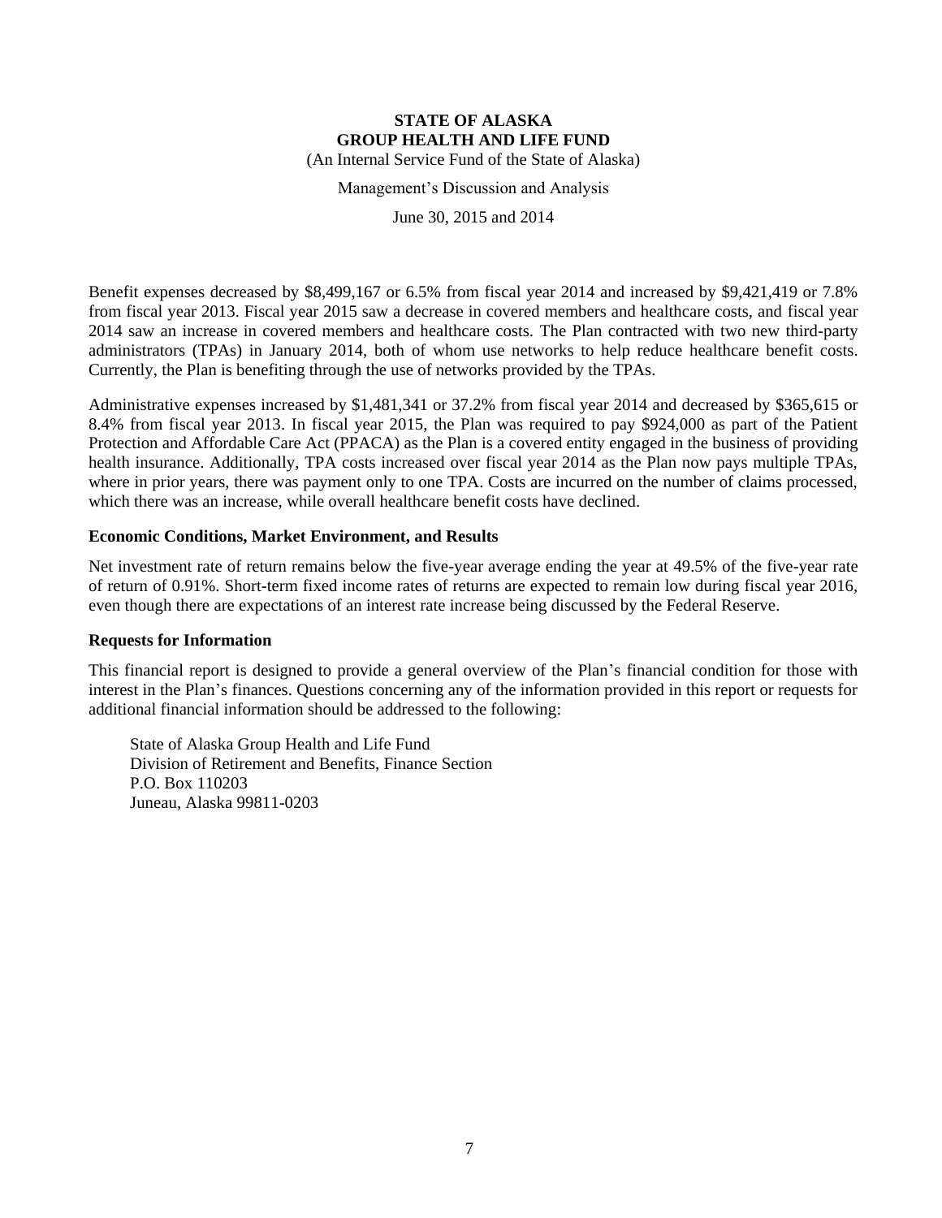Benefit expenses decreased by $8,499,167 or 6.5% from fiscal year 2014 and increased by $9,421,419 or 7.8% from fiscal year 2013. Fiscal year 2015 saw a decrease in covered members and healthcare costs, and fiscal year 2014 saw an increase in covered members and healthcare costs. The Plan contracted with two new third-party administrators (TPAs) in January 2014, both of whom use networks to help reduce healthcare benefit costs. Currently, the Plan is benefiting through the use of networks provided by the TPAs.

Administrative expenses increased by $1,481,341 or 37.2% from fiscal year 2014 and decreased by $365,615 or 8.4% from fiscal year 2013. In fiscal year 2015, the Plan was required to pay $924,000 as part of the Patient Protection and Affordable Care Act (PPACA) as the Plan is a covered entity engaged in the business of providing health insurance. Additionally, TPA costs increased over fiscal year 2014 as the Plan now pays multiple TPAs, where in prior years, there was payment only to one TPA. Costs are incurred on the number of claims processed, which there was an increase, while overall healthcare benefit costs have declined.

**Economic Conditions, Market Environment, and Results**

Net investment rate of return remains below the five-year average ending the year at 49.5% of the five-year rate of return of 0.91%. Short-term fixed income rates of returns are expected to remain low during fiscal year 2016, even though there are expectations of an interest rate increase being discussed by the Federal Reserve.

**Requests for Information**

This financial report is designed to provide a general overview of the Plan's financial condition for those with interest in the Plan's finances. Questions concerning any of the information provided in this report or requests for additional financial information should be addressed to the following:

State of Alaska Group Health and Life Fund
Division of Retirement and Benefits, Finance Section
P.O. Box 110203
Juneau, Alaska 99811-0203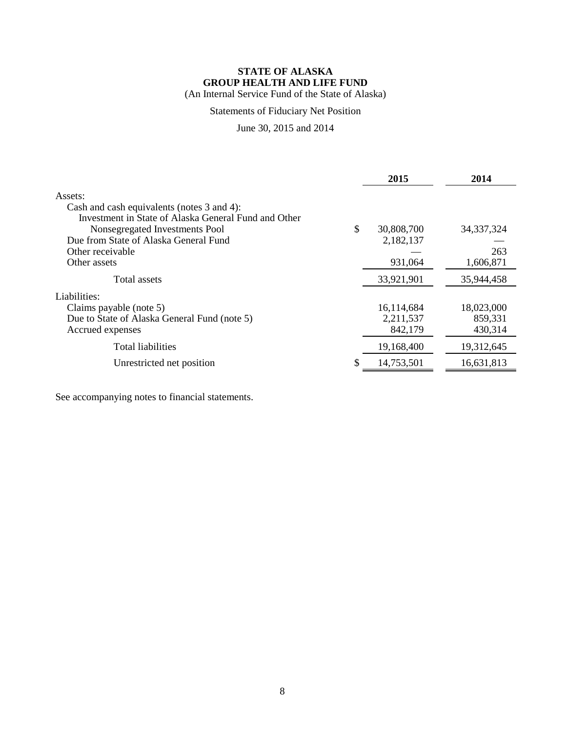**STATE OF ALASKA**
**GROUP HEALTH AND LIFE FUND**
(An Internal Service Fund of the State of Alaska)

Statements of Fiduciary Net Position

June 30, 2015 and 2014

| | | 2015 | 2014 |
|---|---|---|---|
| Assets: | | | |
| Cash and cash equivalents (notes 3 and 4): | | | |
| Investment in State of Alaska General Fund and Other Nonsegregated Investments Pool | $ | 30,808,700 | 34,337,324 |
| Due from State of Alaska General Fund | | 2,182,137 | — |
| Other receivable | | — | 263 |
| Other assets | | 931,064 | 1,606,871 |
| Total assets | | 33,921,901 | 35,944,458 |
| Liabilities: | | | |
| Claims payable (note 5) | | 16,114,684 | 18,023,000 |
| Due to State of Alaska General Fund (note 5) | | 2,211,537 | 859,331 |
| Accrued expenses | | 842,179 | 430,314 |
| Total liabilities | | 19,168,400 | 19,312,645 |
| Unrestricted net position | $ | 14,753,501 | 16,631,813 |

See accompanying notes to financial statements.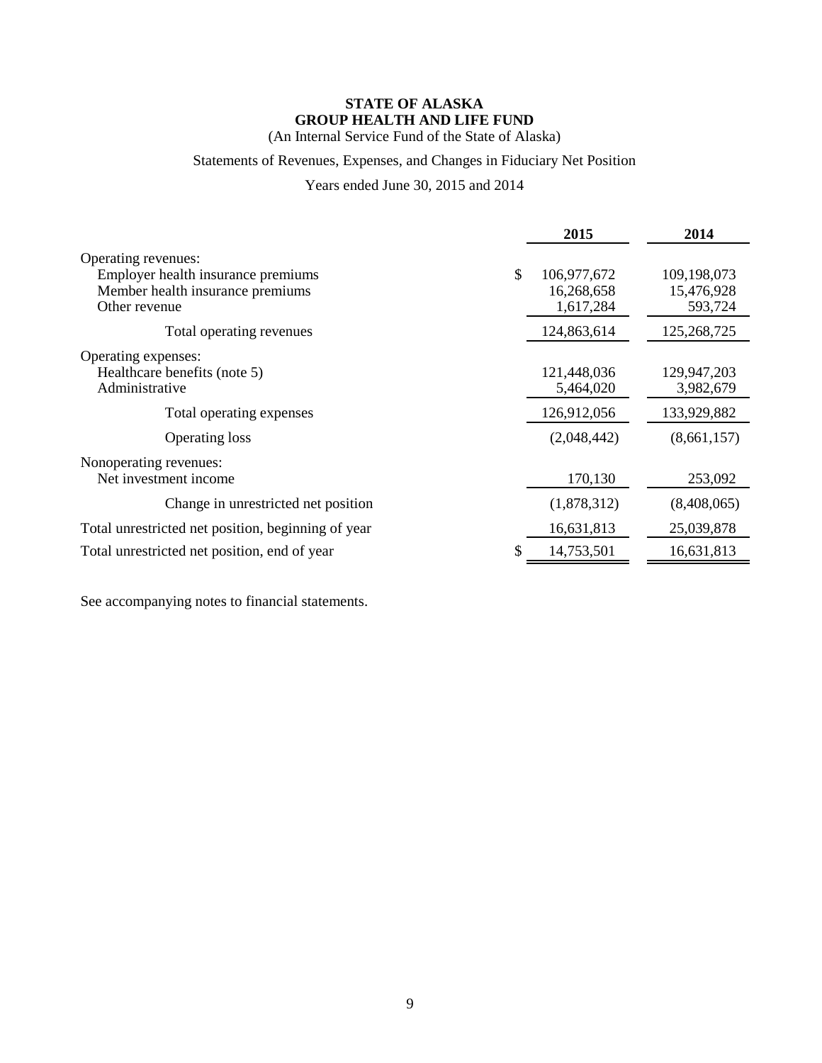**STATE OF ALASKA**
**GROUP HEALTH AND LIFE FUND**
(An Internal Service Fund of the State of Alaska)

Statements of Revenues, Expenses, and Changes in Fiduciary Net Position

Years ended June 30, 2015 and 2014

| | 2015 | 2014 |
|---|---|---|
| Operating revenues: | | |
| Employer health insurance premiums | $ 106,977,672 | 109,198,073 |
| Member health insurance premiums | 16,268,658 | 15,476,928 |
| Other revenue | 1,617,284 | 593,724 |
| Total operating revenues | 124,863,614 | 125,268,725 |
| Operating expenses: | | |
| Healthcare benefits (note 5) | 121,448,036 | 129,947,203 |
| Administrative | 5,464,020 | 3,982,679 |
| Total operating expenses | 126,912,056 | 133,929,882 |
| Operating loss | (2,048,442) | (8,661,157) |
| Nonoperating revenues: | | |
| Net investment income | 170,130 | 253,092 |
| Change in unrestricted net position | (1,878,312) | (8,408,065) |
| Total unrestricted net position, beginning of year | 16,631,813 | 25,039,878 |
| Total unrestricted net position, end of year | $ 14,753,501 | 16,631,813 |

See accompanying notes to financial statements.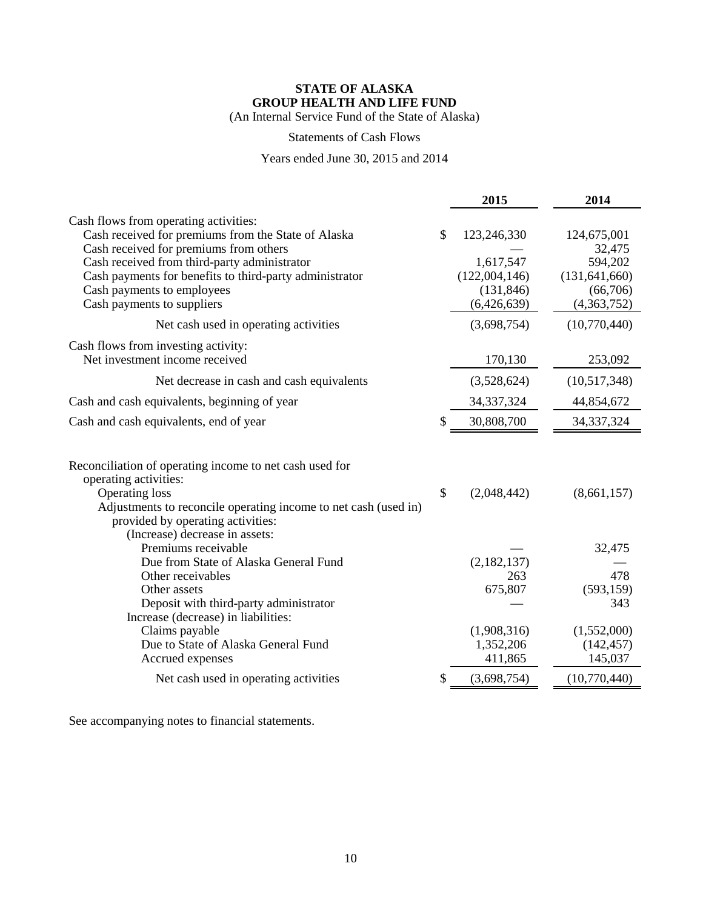# STATE OF ALASKA
## GROUP HEALTH AND LIFE FUND

(An Internal Service Fund of the State of Alaska)

Statements of Cash Flows

Years ended June 30, 2015 and 2014

| | 2015 | 2014 |
|---|---|---|
| Cash flows from operating activities: | | |
| Cash received for premiums from the State of Alaska | $ 123,246,330 | 124,675,001 |
| Cash received for premiums from others | — | 32,475 |
| Cash received from third-party administrator | 1,617,547 | 594,202 |
| Cash payments for benefits to third-party administrator | (122,004,146) | (131,641,660) |
| Cash payments to employees | (131,846) | (66,706) |
| Cash payments to suppliers | (6,426,639) | (4,363,752) |
| Net cash used in operating activities | (3,698,754) | (10,770,440) |
| Cash flows from investing activity: | | |
| Net investment income received | 170,130 | 253,092 |
| Net decrease in cash and cash equivalents | (3,528,624) | (10,517,348) |
| Cash and cash equivalents, beginning of year | 34,337,324 | 44,854,672 |
| Cash and cash equivalents, end of year | $ 30,808,700 | 34,337,324 |
| | | |
| Reconciliation of operating income to net cash used for operating activities: | | |
| Operating loss | $ (2,048,442) | (8,661,157) |
| Adjustments to reconcile operating income to net cash (used in) provided by operating activities: | | |
| (Increase) decrease in assets: | | |
| Premiums receivable | — | 32,475 |
| Due from State of Alaska General Fund | (2,182,137) | — |
| Other receivables | 263 | 478 |
| Other assets | 675,807 | (593,159) |
| Deposit with third-party administrator | — | 343 |
| Increase (decrease) in liabilities: | | |
| Claims payable | (1,908,316) | (1,552,000) |
| Due to State of Alaska General Fund | 1,352,206 | (142,457) |
| Accrued expenses | 411,865 | 145,037 |
| Net cash used in operating activities | $ (3,698,754) | (10,770,440) |

See accompanying notes to financial statements.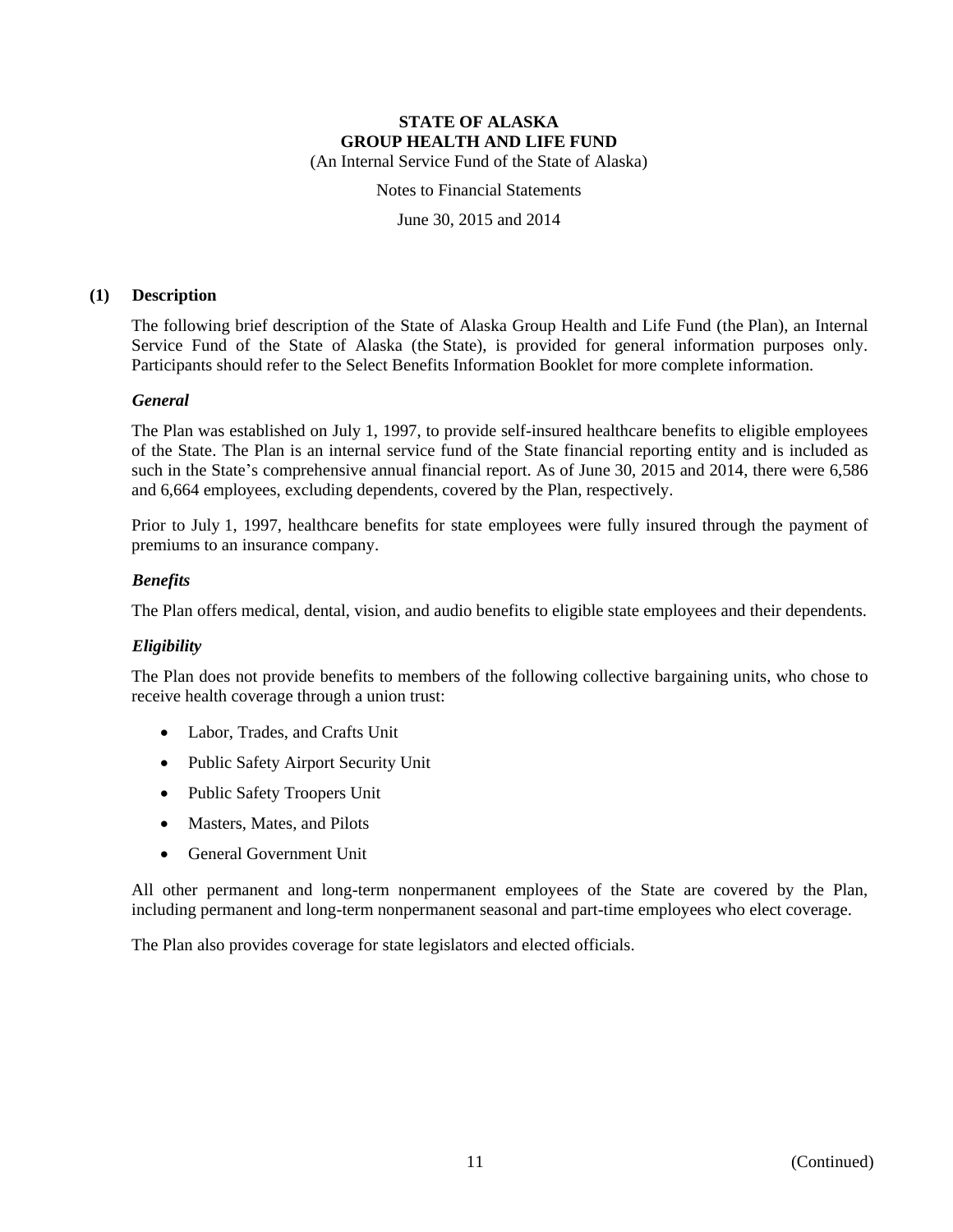# STATE OF ALASKA
# GROUP HEALTH AND LIFE FUND

(An Internal Service Fund of the State of Alaska)

Notes to Financial Statements

June 30, 2015 and 2014

## (1) Description

The following brief description of the State of Alaska Group Health and Life Fund (the Plan), an Internal Service Fund of the State of Alaska (the State), is provided for general information purposes only. Participants should refer to the Select Benefits Information Booklet for more complete information.

### *General*

The Plan was established on July 1, 1997, to provide self-insured healthcare benefits to eligible employees of the State. The Plan is an internal service fund of the State financial reporting entity and is included as such in the State's comprehensive annual financial report. As of June 30, 2015 and 2014, there were 6,586 and 6,664 employees, excluding dependents, covered by the Plan, respectively.

Prior to July 1, 1997, healthcare benefits for state employees were fully insured through the payment of premiums to an insurance company.

### *Benefits*

The Plan offers medical, dental, vision, and audio benefits to eligible state employees and their dependents.

### *Eligibility*

The Plan does not provide benefits to members of the following collective bargaining units, who chose to receive health coverage through a union trust:

- Labor, Trades, and Crafts Unit
- Public Safety Airport Security Unit
- Public Safety Troopers Unit
- Masters, Mates, and Pilots
- General Government Unit

All other permanent and long-term nonpermanent employees of the State are covered by the Plan, including permanent and long-term nonpermanent seasonal and part-time employees who elect coverage.

The Plan also provides coverage for state legislators and elected officials.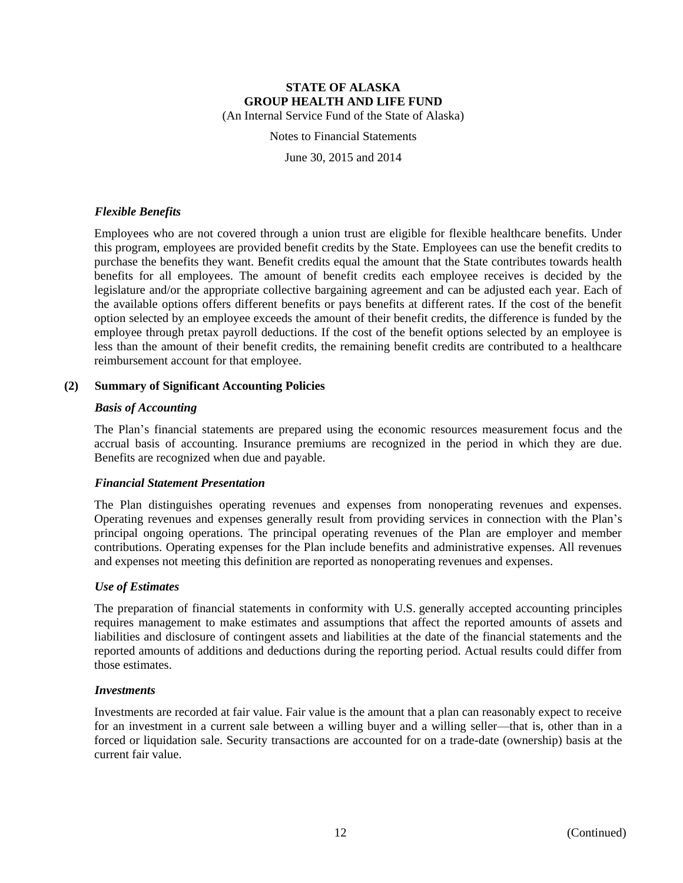### *Flexible Benefits*

Employees who are not covered through a union trust are eligible for flexible healthcare benefits. Under this program, employees are provided benefit credits by the State. Employees can use the benefit credits to purchase the benefits they want. Benefit credits equal the amount that the State contributes towards health benefits for all employees. The amount of benefit credits each employee receives is decided by the legislature and/or the appropriate collective bargaining agreement and can be adjusted each year. Each of the available options offers different benefits or pays benefits at different rates. If the cost of the benefit option selected by an employee exceeds the amount of their benefit credits, the difference is funded by the employee through pretax payroll deductions. If the cost of the benefit options selected by an employee is less than the amount of their benefit credits, the remaining benefit credits are contributed to a healthcare reimbursement account for that employee.

## (2) Summary of Significant Accounting Policies

### *Basis of Accounting*

The Plan's financial statements are prepared using the economic resources measurement focus and the accrual basis of accounting. Insurance premiums are recognized in the period in which they are due. Benefits are recognized when due and payable.

### *Financial Statement Presentation*

The Plan distinguishes operating revenues and expenses from nonoperating revenues and expenses. Operating revenues and expenses generally result from providing services in connection with the Plan's principal ongoing operations. The principal operating revenues of the Plan are employer and member contributions. Operating expenses for the Plan include benefits and administrative expenses. All revenues and expenses not meeting this definition are reported as nonoperating revenues and expenses.

### *Use of Estimates*

The preparation of financial statements in conformity with U.S. generally accepted accounting principles requires management to make estimates and assumptions that affect the reported amounts of assets and liabilities and disclosure of contingent assets and liabilities at the date of the financial statements and the reported amounts of additions and deductions during the reporting period. Actual results could differ from those estimates.

### *Investments*

Investments are recorded at fair value. Fair value is the amount that a plan can reasonably expect to receive for an investment in a current sale between a willing buyer and a willing seller—that is, other than in a forced or liquidation sale. Security transactions are accounted for on a trade-date (ownership) basis at the current fair value.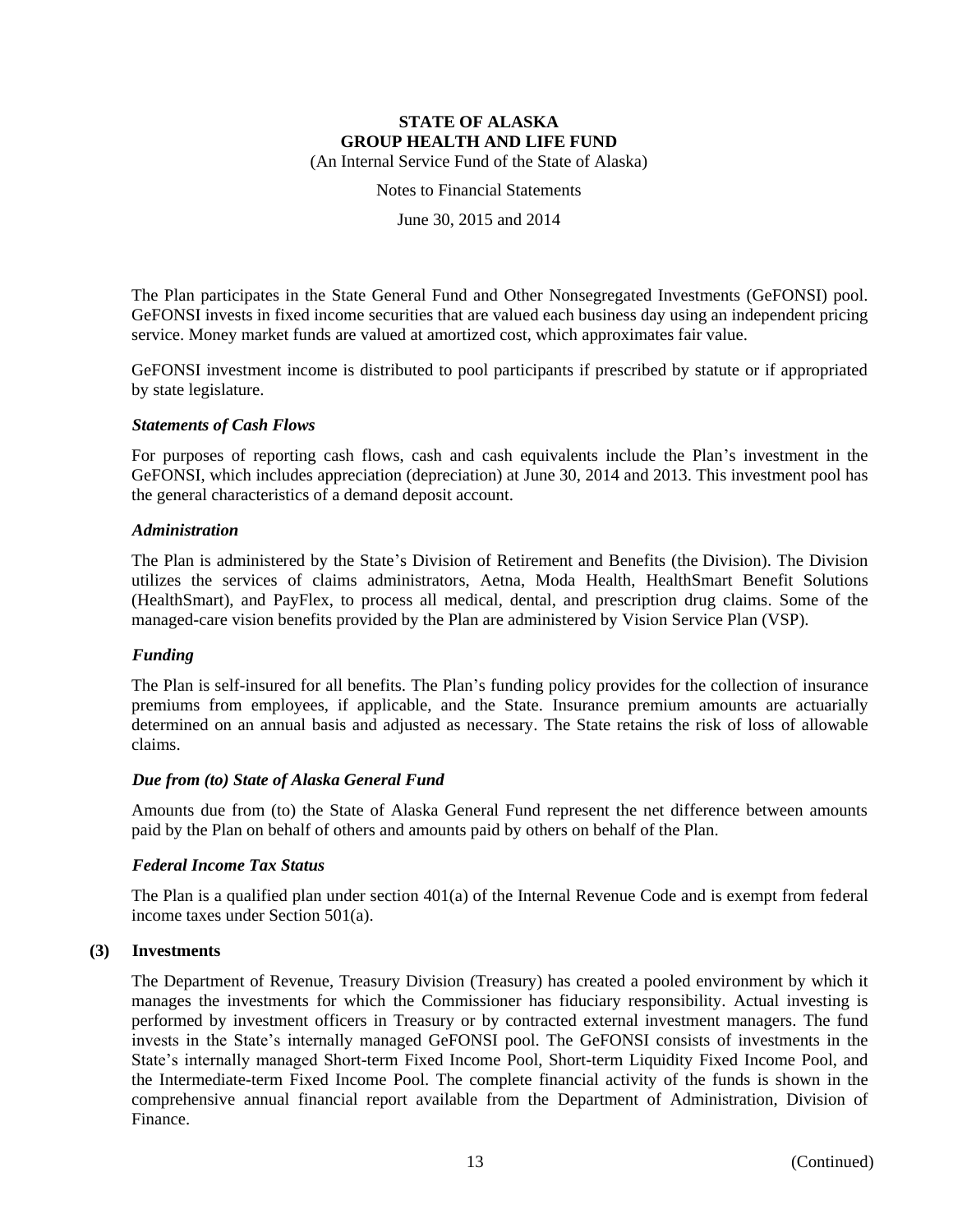The Plan participates in the State General Fund and Other Nonsegregated Investments (GeFONSI) pool. GeFONSI invests in fixed income securities that are valued each business day using an independent pricing service. Money market funds are valued at amortized cost, which approximates fair value.

GeFONSI investment income is distributed to pool participants if prescribed by statute or if appropriated by state legislature.

### *Statements of Cash Flows*

For purposes of reporting cash flows, cash and cash equivalents include the Plan's investment in the GeFONSI, which includes appreciation (depreciation) at June 30, 2014 and 2013. This investment pool has the general characteristics of a demand deposit account.

### *Administration*

The Plan is administered by the State's Division of Retirement and Benefits (the Division). The Division utilizes the services of claims administrators, Aetna, Moda Health, HealthSmart Benefit Solutions (HealthSmart), and PayFlex, to process all medical, dental, and prescription drug claims. Some of the managed-care vision benefits provided by the Plan are administered by Vision Service Plan (VSP).

### *Funding*

The Plan is self-insured for all benefits. The Plan's funding policy provides for the collection of insurance premiums from employees, if applicable, and the State. Insurance premium amounts are actuarially determined on an annual basis and adjusted as necessary. The State retains the risk of loss of allowable claims.

### *Due from (to) State of Alaska General Fund*

Amounts due from (to) the State of Alaska General Fund represent the net difference between amounts paid by the Plan on behalf of others and amounts paid by others on behalf of the Plan.

### *Federal Income Tax Status*

The Plan is a qualified plan under section 401(a) of the Internal Revenue Code and is exempt from federal income taxes under Section 501(a).

## (3) Investments

The Department of Revenue, Treasury Division (Treasury) has created a pooled environment by which it manages the investments for which the Commissioner has fiduciary responsibility. Actual investing is performed by investment officers in Treasury or by contracted external investment managers. The fund invests in the State's internally managed GeFONSI pool. The GeFONSI consists of investments in the State's internally managed Short-term Fixed Income Pool, Short-term Liquidity Fixed Income Pool, and the Intermediate-term Fixed Income Pool. The complete financial activity of the funds is shown in the comprehensive annual financial report available from the Department of Administration, Division of Finance.

(Continued)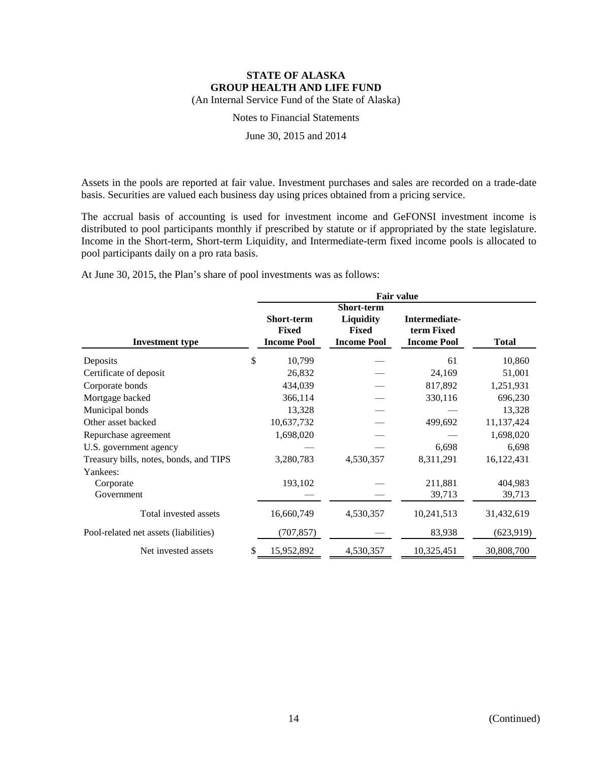Assets in the pools are reported at fair value. Investment purchases and sales are recorded on a trade-date basis. Securities are valued each business day using prices obtained from a pricing service.

The accrual basis of accounting is used for investment income and GeFONSI investment income is distributed to pool participants monthly if prescribed by statute or if appropriated by the state legislature. Income in the Short-term, Short-term Liquidity, and Intermediate-term fixed income pools is allocated to pool participants daily on a pro rata basis.

At June 30, 2015, the Plan's share of pool investments was as follows:

| | Fair value | | | |
|---|---|---|---|---|
| **Investment type** | **Short-term Fixed Income Pool** | **Short-term Liquidity Fixed Income Pool** | **Intermediate-term Fixed Income Pool** | **Total** |
| Deposits | $ 10,799 | — | 61 | 10,860 |
| Certificate of deposit | 26,832 | — | 24,169 | 51,001 |
| Corporate bonds | 434,039 | — | 817,892 | 1,251,931 |
| Mortgage backed | 366,114 | — | 330,116 | 696,230 |
| Municipal bonds | 13,328 | — | — | 13,328 |
| Other asset backed | 10,637,732 | — | 499,692 | 11,137,424 |
| Repurchase agreement | 1,698,020 | — | — | 1,698,020 |
| U.S. government agency | — | — | 6,698 | 6,698 |
| Treasury bills, notes, bonds, and TIPS | 3,280,783 | 4,530,357 | 8,311,291 | 16,122,431 |
| Yankees: | | | | |
| Corporate | 193,102 | — | 211,881 | 404,983 |
| Government | — | — | 39,713 | 39,713 |
| Total invested assets | 16,660,749 | 4,530,357 | 10,241,513 | 31,432,619 |
| Pool-related net assets (liabilities) | (707,857) | — | 83,938 | (623,919) |
| Net invested assets | $ 15,952,892 | 4,530,357 | 10,325,451 | 30,808,700 |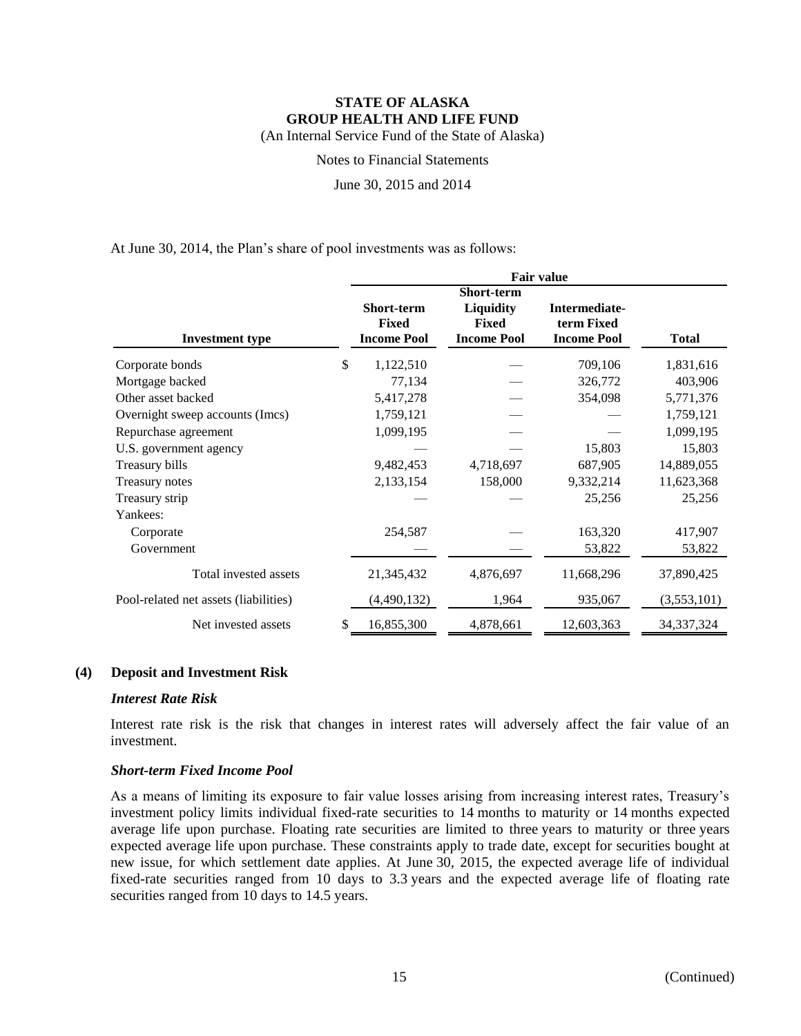At June 30, 2014, the Plan's share of pool investments was as follows:

| | Fair value | | | |
|---|---|---|---|---|
| **Investment type** | **Short-term Fixed Income Pool** | **Short-term Liquidity Fixed Income Pool** | **Intermediate-term Fixed Income Pool** | **Total** |
| Corporate bonds | $ 1,122,510 | — | 709,106 | 1,831,616 |
| Mortgage backed | 77,134 | — | 326,772 | 403,906 |
| Other asset backed | 5,417,278 | — | 354,098 | 5,771,376 |
| Overnight sweep accounts (Imcs) | 1,759,121 | — | — | 1,759,121 |
| Repurchase agreement | 1,099,195 | — | — | 1,099,195 |
| U.S. government agency | — | — | 15,803 | 15,803 |
| Treasury bills | 9,482,453 | 4,718,697 | 687,905 | 14,889,055 |
| Treasury notes | 2,133,154 | 158,000 | 9,332,214 | 11,623,368 |
| Treasury strip | — | — | 25,256 | 25,256 |
| Yankees: | | | | |
| Corporate | 254,587 | — | 163,320 | 417,907 |
| Government | — | — | 53,822 | 53,822 |
| Total invested assets | 21,345,432 | 4,876,697 | 11,668,296 | 37,890,425 |
| Pool-related net assets (liabilities) | (4,490,132) | 1,964 | 935,067 | (3,553,101) |
| Net invested assets | $ 16,855,300 | 4,878,661 | 12,603,363 | 34,337,324 |

## (4) Deposit and Investment Risk

### *Interest Rate Risk*

Interest rate risk is the risk that changes in interest rates will adversely affect the fair value of an investment.

### *Short-term Fixed Income Pool*

As a means of limiting its exposure to fair value losses arising from increasing interest rates, Treasury's investment policy limits individual fixed-rate securities to 14 months to maturity or 14 months expected average life upon purchase. Floating rate securities are limited to three years to maturity or three years expected average life upon purchase. These constraints apply to trade date, except for securities bought at new issue, for which settlement date applies. At June 30, 2015, the expected average life of individual fixed-rate securities ranged from 10 days to 3.3 years and the expected average life of floating rate securities ranged from 10 days to 14.5 years.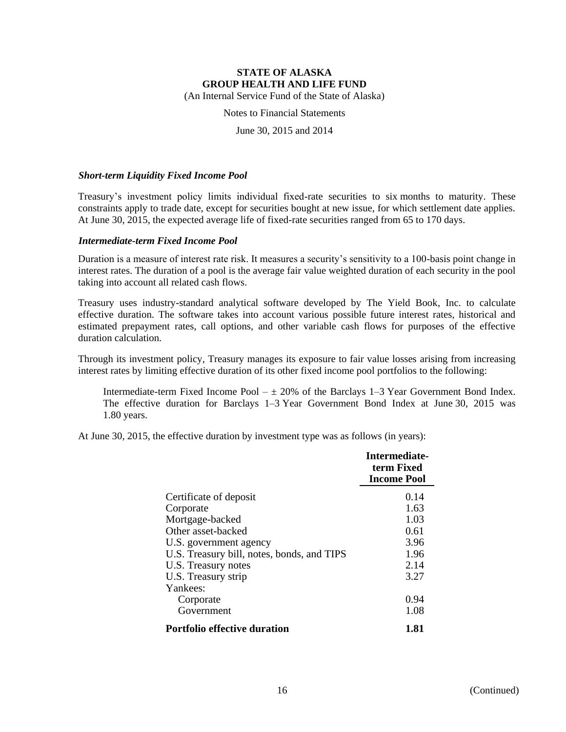**STATE OF ALASKA**
**GROUP HEALTH AND LIFE FUND**
(An Internal Service Fund of the State of Alaska)

Notes to Financial Statements

June 30, 2015 and 2014

***Short-term Liquidity Fixed Income Pool***

Treasury's investment policy limits individual fixed-rate securities to six months to maturity. These constraints apply to trade date, except for securities bought at new issue, for which settlement date applies. At June 30, 2015, the expected average life of fixed-rate securities ranged from 65 to 170 days.

***Intermediate-term Fixed Income Pool***

Duration is a measure of interest rate risk. It measures a security's sensitivity to a 100-basis point change in interest rates. The duration of a pool is the average fair value weighted duration of each security in the pool taking into account all related cash flows.

Treasury uses industry-standard analytical software developed by The Yield Book, Inc. to calculate effective duration. The software takes into account various possible future interest rates, historical and estimated prepayment rates, call options, and other variable cash flows for purposes of the effective duration calculation.

Through its investment policy, Treasury manages its exposure to fair value losses arising from increasing interest rates by limiting effective duration of its other fixed income pool portfolios to the following:

> Intermediate-term Fixed Income Pool – ± 20% of the Barclays 1–3 Year Government Bond Index. The effective duration for Barclays 1–3 Year Government Bond Index at June 30, 2015 was 1.80 years.

At June 30, 2015, the effective duration by investment type was as follows (in years):

| | Intermediate-term Fixed Income Pool |
|---|---|
| Certificate of deposit | 0.14 |
| Corporate | 1.63 |
| Mortgage-backed | 1.03 |
| Other asset-backed | 0.61 |
| U.S. government agency | 3.96 |
| U.S. Treasury bill, notes, bonds, and TIPS | 1.96 |
| U.S. Treasury notes | 2.14 |
| U.S. Treasury strip | 3.27 |
| Yankees: | |
| Corporate | 0.94 |
| Government | 1.08 |
| **Portfolio effective duration** | **1.81** |

(Continued)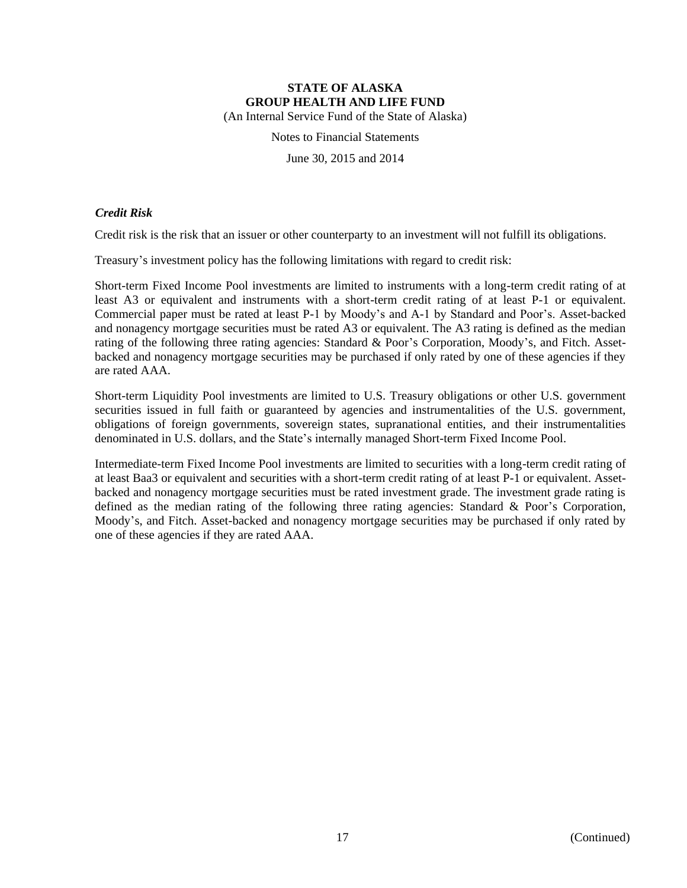### *Credit Risk*

Credit risk is the risk that an issuer or other counterparty to an investment will not fulfill its obligations.

Treasury's investment policy has the following limitations with regard to credit risk:

Short-term Fixed Income Pool investments are limited to instruments with a long-term credit rating of at least A3 or equivalent and instruments with a short-term credit rating of at least P-1 or equivalent. Commercial paper must be rated at least P-1 by Moody's and A-1 by Standard and Poor's. Asset-backed and nonagency mortgage securities must be rated A3 or equivalent. The A3 rating is defined as the median rating of the following three rating agencies: Standard & Poor's Corporation, Moody's, and Fitch. Asset-backed and nonagency mortgage securities may be purchased if only rated by one of these agencies if they are rated AAA.

Short-term Liquidity Pool investments are limited to U.S. Treasury obligations or other U.S. government securities issued in full faith or guaranteed by agencies and instrumentalities of the U.S. government, obligations of foreign governments, sovereign states, supranational entities, and their instrumentalities denominated in U.S. dollars, and the State's internally managed Short-term Fixed Income Pool.

Intermediate-term Fixed Income Pool investments are limited to securities with a long-term credit rating of at least Baa3 or equivalent and securities with a short-term credit rating of at least P-1 or equivalent. Asset-backed and nonagency mortgage securities must be rated investment grade. The investment grade rating is defined as the median rating of the following three rating agencies: Standard & Poor's Corporation, Moody's, and Fitch. Asset-backed and nonagency mortgage securities may be purchased if only rated by one of these agencies if they are rated AAA.

(Continued)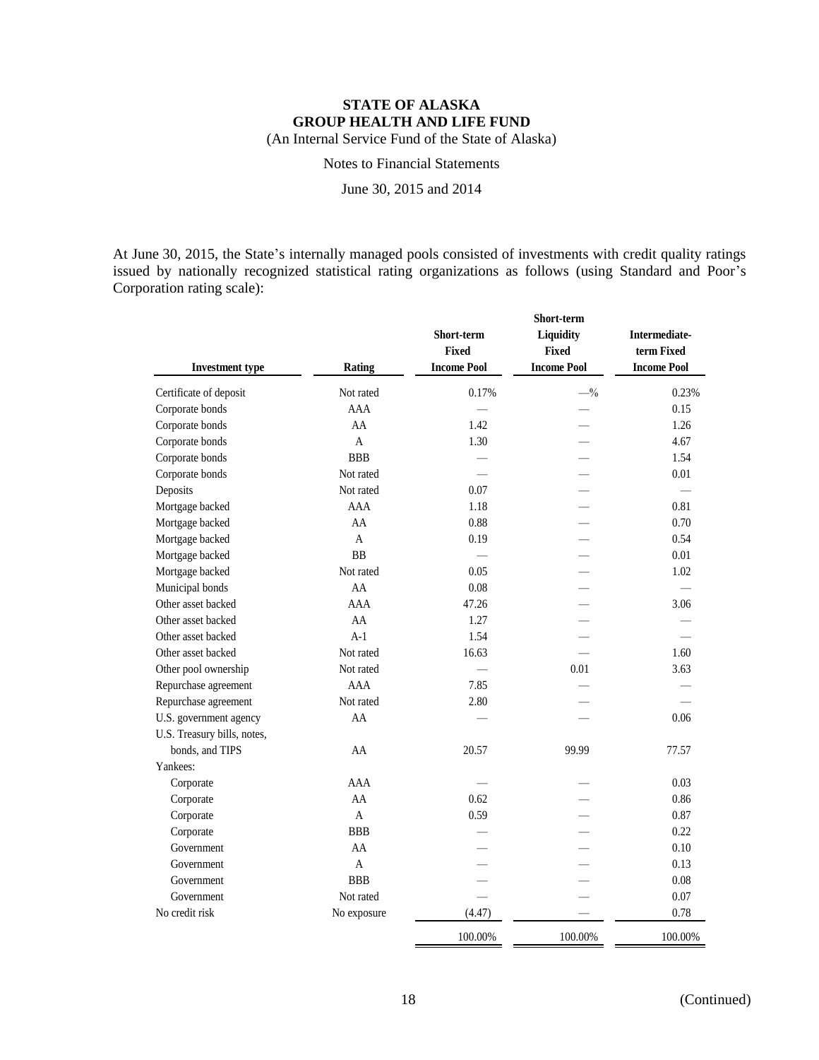At June 30, 2015, the State's internally managed pools consisted of investments with credit quality ratings issued by nationally recognized statistical rating organizations as follows (using Standard and Poor's Corporation rating scale):

| Investment type | Rating | Short-term Fixed Income Pool | Short-term Liquidity Fixed Income Pool | Intermediate-term Fixed Income Pool |
|---|---|---|---|---|
| Certificate of deposit | Not rated | 0.17% | —% | 0.23% |
| Corporate bonds | AAA | — | — | 0.15 |
| Corporate bonds | AA | 1.42 | — | 1.26 |
| Corporate bonds | A | 1.30 | — | 4.67 |
| Corporate bonds | BBB | — | — | 1.54 |
| Corporate bonds | Not rated | — | — | 0.01 |
| Deposits | Not rated | 0.07 | — | — |
| Mortgage backed | AAA | 1.18 | — | 0.81 |
| Mortgage backed | AA | 0.88 | — | 0.70 |
| Mortgage backed | A | 0.19 | — | 0.54 |
| Mortgage backed | BB | — | — | 0.01 |
| Mortgage backed | Not rated | 0.05 | — | 1.02 |
| Municipal bonds | AA | 0.08 | — | — |
| Other asset backed | AAA | 47.26 | — | 3.06 |
| Other asset backed | AA | 1.27 | — | — |
| Other asset backed | A-1 | 1.54 | — | — |
| Other asset backed | Not rated | 16.63 | — | 1.60 |
| Other pool ownership | Not rated | — | 0.01 | 3.63 |
| Repurchase agreement | AAA | 7.85 | — | — |
| Repurchase agreement | Not rated | 2.80 | — | — |
| U.S. government agency | AA | — | — | 0.06 |
| U.S. Treasury bills, notes, bonds, and TIPS | AA | 20.57 | 99.99 | 77.57 |
| Yankees: | | | | |
| Corporate | AAA | — | — | 0.03 |
| Corporate | AA | 0.62 | — | 0.86 |
| Corporate | A | 0.59 | — | 0.87 |
| Corporate | BBB | — | — | 0.22 |
| Government | AA | — | — | 0.10 |
| Government | A | — | — | 0.13 |
| Government | BBB | — | — | 0.08 |
| Government | Not rated | — | — | 0.07 |
| No credit risk | No exposure | (4.47) | — | 0.78 |
| | | 100.00% | 100.00% | 100.00% |

(Continued)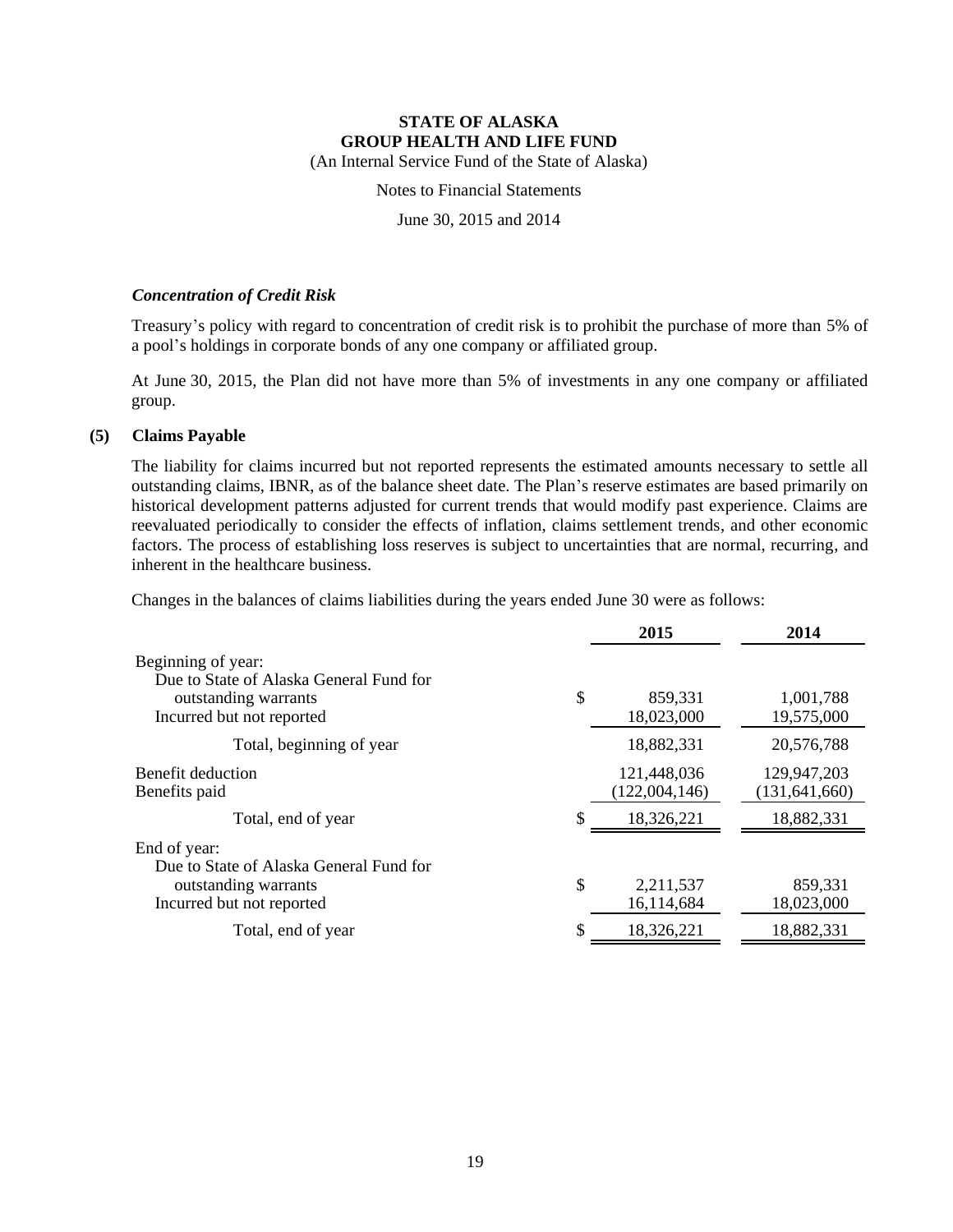### *Concentration of Credit Risk*

Treasury's policy with regard to concentration of credit risk is to prohibit the purchase of more than 5% of a pool's holdings in corporate bonds of any one company or affiliated group.

At June 30, 2015, the Plan did not have more than 5% of investments in any one company or affiliated group.

## (5) Claims Payable

The liability for claims incurred but not reported represents the estimated amounts necessary to settle all outstanding claims, IBNR, as of the balance sheet date. The Plan's reserve estimates are based primarily on historical development patterns adjusted for current trends that would modify past experience. Claims are reevaluated periodically to consider the effects of inflation, claims settlement trends, and other economic factors. The process of establishing loss reserves is subject to uncertainties that are normal, recurring, and inherent in the healthcare business.

Changes in the balances of claims liabilities during the years ended June 30 were as follows:

| | | 2015 | 2014 |
|---|---|---|---|
| Beginning of year: | | | |
| Due to State of Alaska General Fund for outstanding warrants | $ | 859,331 | 1,001,788 |
| Incurred but not reported | | 18,023,000 | 19,575,000 |
| Total, beginning of year | | 18,882,331 | 20,576,788 |
| Benefit deduction | | 121,448,036 | 129,947,203 |
| Benefits paid | | (122,004,146) | (131,641,660) |
| Total, end of year | $ | 18,326,221 | 18,882,331 |
| End of year: | | | |
| Due to State of Alaska General Fund for outstanding warrants | $ | 2,211,537 | 859,331 |
| Incurred but not reported | | 16,114,684 | 18,023,000 |
| Total, end of year | $ | 18,326,221 | 18,882,331 |